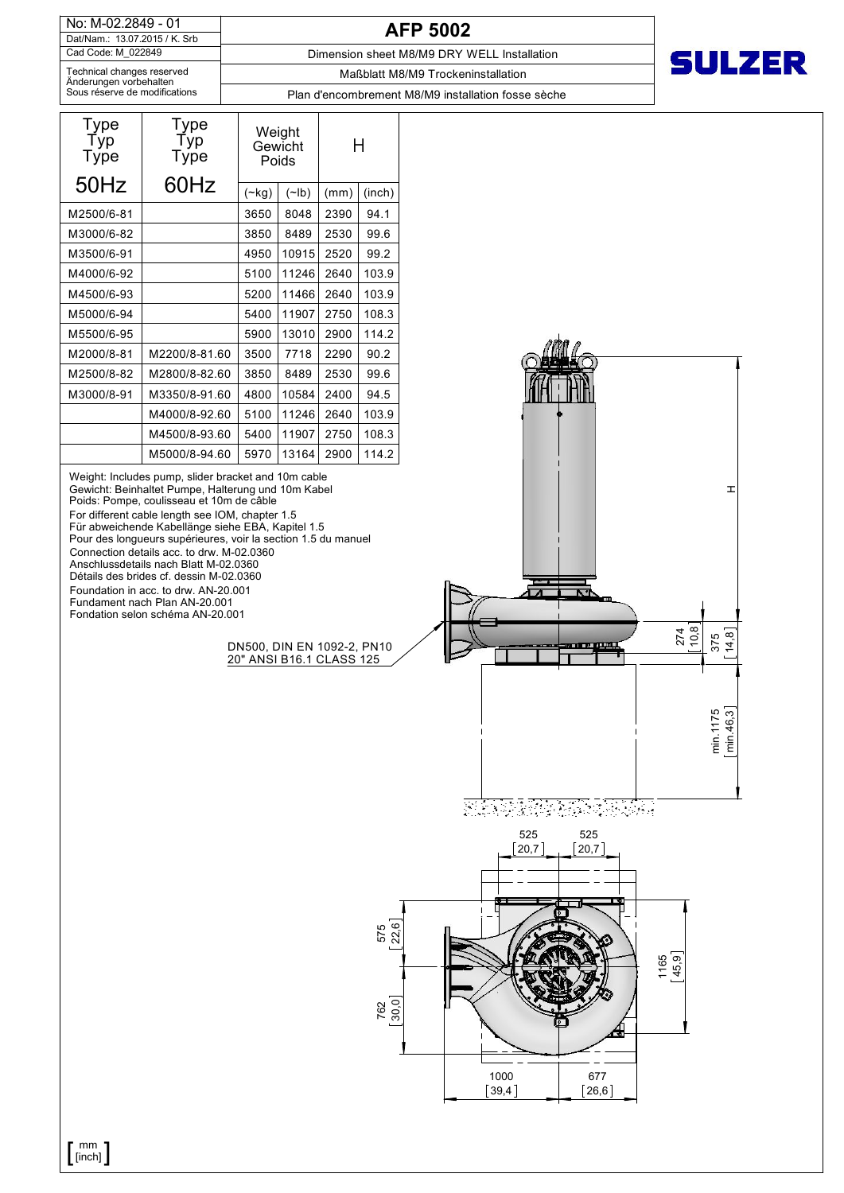No: M-02.2849 - 01
Dat/Nam.: 13.07.2015 / K. Srb
Cad Code: M_022849
Technical changes reserved
Änderungen vorbehalten
Sous réserve de modifications

# AFP 5002

Dimension sheet M8/M9 DRY WELL Installation

Maßblatt M8/M9 Trockeninstallation

Plan d'encombrement M8/M9 installation fosse sèche

SULZER

| Type Typ Type | Type Typ Type | Weight Gewicht Poids | | H | |
|---|---|---|---|---|---|
| 50Hz | 60Hz | (~kg) | (~lb) | (mm) | (inch) |
| M2500/6-81 | | 3650 | 8048 | 2390 | 94.1 |
| M3000/6-82 | | 3850 | 8489 | 2530 | 99.6 |
| M3500/6-91 | | 4950 | 10915 | 2520 | 99.2 |
| M4000/6-92 | | 5100 | 11246 | 2640 | 103.9 |
| M4500/6-93 | | 5200 | 11466 | 2640 | 103.9 |
| M5000/6-94 | | 5400 | 11907 | 2750 | 108.3 |
| M5500/6-95 | | 5900 | 13010 | 2900 | 114.2 |
| M2000/8-81 | M2200/8-81.60 | 3500 | 7718 | 2290 | 90.2 |
| M2500/8-82 | M2800/8-82.60 | 3850 | 8489 | 2530 | 99.6 |
| M3000/8-91 | M3350/8-91.60 | 4800 | 10584 | 2400 | 94.5 |
| | M4000/8-92.60 | 5100 | 11246 | 2640 | 103.9 |
| | M4500/8-93.60 | 5400 | 11907 | 2750 | 108.3 |
| | M5000/8-94.60 | 5970 | 13164 | 2900 | 114.2 |

Weight: Includes pump, slider bracket and 10m cable
Gewicht: Beinhaltet Pumpe, Halterung und 10m Kabel
Poids: Pompe, coulisseau et 10m de câble

For different cable length see IOM, chapter 1.5
Für abweichende Kabellänge siehe EBA, Kapitel 1.5
Pour des longueurs supérieures, voir la section 1.5 du manuel

Connection details acc. to drw. M-02.0360
Anschlussdetails nach Blatt M-02.0360
Détails des brides cf. dessin M-02.0360

Foundation in acc. to drw. AN-20.001
Fundament nach Plan AN-20.001
Fondation selon schéma AN-20.001

DN500, DIN EN 1092-2, PN10
20" ANSI B16.1 CLASS 125

H

274 [10,8]

375 [14,8]

min.1175 [min.46,3]

525 [20,7]

525 [20,7]

575 [22,6]

762 [30,0]

1165 [45,9]

1000 [39,4]

677 [26,6]

[ mm [inch] ]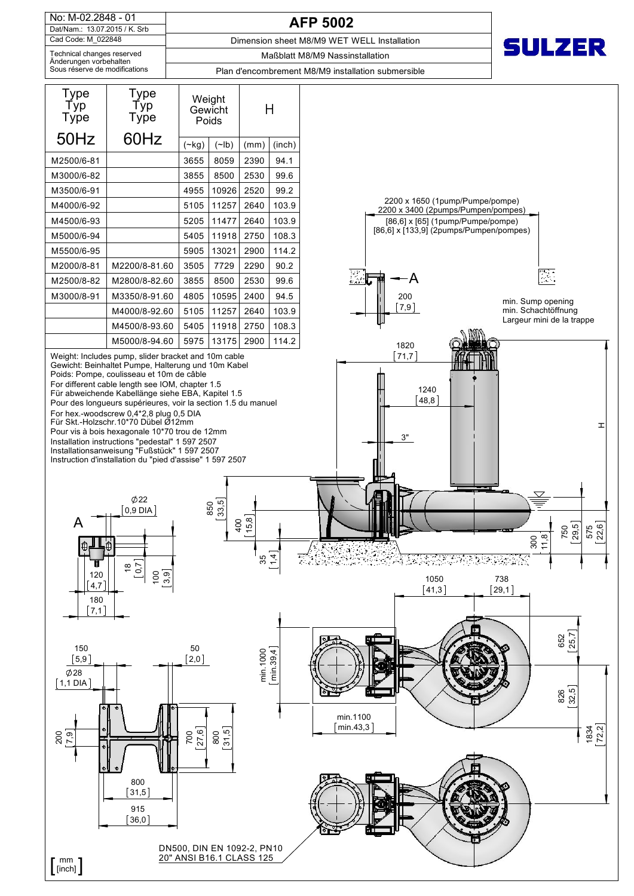No: M-02.2848 - 01
Dat/Nam.: 13.07.2015 / K. Srb
Cad Code: M_022848
Technical changes reserved
Änderungen vorbehalten
Sous réserve de modifications

# AFP 5002

Dimension sheet M8/M9 WET WELL Installation
Maßblatt M8/M9 Nassinstallation
Plan d'encombrement M8/M9 installation submersible

SULZER

| Type / Typ / Type 50Hz | Type / Typ / Type 60Hz | Weight / Gewicht / Poids (~kg) | Weight / Gewicht / Poids (~lb) | H (mm) | H (inch) |
|---|---|---|---|---|---|
| M2500/6-81 | | 3655 | 8059 | 2390 | 94.1 |
| M3000/6-82 | | 3855 | 8500 | 2530 | 99.6 |
| M3500/6-91 | | 4955 | 10926 | 2520 | 99.2 |
| M4000/6-92 | | 5105 | 11257 | 2640 | 103.9 |
| M4500/6-93 | | 5205 | 11477 | 2640 | 103.9 |
| M5000/6-94 | | 5405 | 11918 | 2750 | 108.3 |
| M5500/6-95 | | 5905 | 13021 | 2900 | 114.2 |
| M2000/8-81 | M2200/8-81.60 | 3505 | 7729 | 2290 | 90.2 |
| M2500/8-82 | M2800/8-82.60 | 3855 | 8500 | 2530 | 99.6 |
| M3000/8-91 | M3350/8-91.60 | 4805 | 10595 | 2400 | 94.5 |
| | M4000/8-92.60 | 5105 | 11257 | 2640 | 103.9 |
| | M4500/8-93.60 | 5405 | 11918 | 2750 | 108.3 |
| | M5000/8-94.60 | 5975 | 13175 | 2900 | 114.2 |

Weight: Includes pump, slider bracket and 10m cable
Gewicht: Beinhaltet Pumpe, Halterung und 10m Kabel
Poids: Pompe, coulisseau et 10m de câble
For different cable length see IOM, chapter 1.5
Für abweichende Kabellänge siehe EBA, Kapitel 1.5
Pour des longueurs supérieures, voir la section 1.5 du manuel
For hex.-woodscrew 0,4*2,8 plug 0,5 DIA
Für Skt.-Holzschr.10*70 Dübel Ø12mm
Pour vis à bois hexagonale 10*70 trou de 12mm
Installation instructions "pedestal" 1 597 2507
Installationsanweisung "Fußstück" 1 597 2507
Instruction d'installation du "pied d'assise" 1 597 2507

2200 x 1650 (1pump/Pumpe/pompe)
2200 x 3400 (2pumps/Pumpen/pompes)
[86,6] x [65] (1pump/Pumpe/pompe)
[86,6] x [133,9] (2pumps/Pumpen/pompes)

min. Sump opening
min. Schachtöffnung
Largeur mini de la trappe

A; 200 [7,9]; 1820 [71,7]; 1240 [48,8]; 3"; H; 850 [33,5]; 400 [15,8]; 35 [1,4]; 300 [11,8]; 750 [29,5]; 575 [22,6]; 1050 [41,3]; 738 [29,1]

A; Ø22 [0,9 DIA]; 18 [0,7]; 100 [3,9]; 120 [4,7]; 180 [7,1]

150 [5,9]; Ø28 [1,1 DIA]; 50 [2,0]; 200 [7,9]; 700 [27,6]; 800 [31,5]; 800 [31,5]; 915 [36,0]

min.1000 [min.39,4]; min.1100 [min.43,3]; 652 [25,7]; 826 [32,5]; 1834 [72,2]

DN500, DIN EN 1092-2, PN10
20" ANSI B16.1 CLASS 125

[ mm / [inch] ]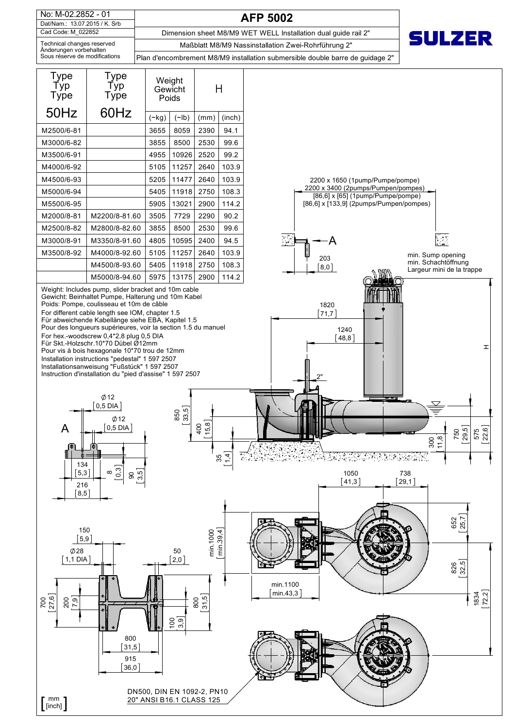| No: M-02.2852 - 01 | AFP 5002 |
|---|---|
| Dat/Nam.: 13.07.2015 / K. Srb | Dimension sheet M8/M9 WET WELL Installation dual guide rail 2" |
| Cad Code: M_022852 | Maßblatt M8/M9 Nassinstallation Zwei-Rohrführung 2" |
| Technical changes reserved<br>Änderungen vorbehalten<br>Sous réserve de modifications | Plan d'encombrement M8/M9 installation submersible double barre de guidage 2" |

SULZER

| Type / Typ / Type 50Hz | Type / Typ / Type 60Hz | Weight / Gewicht / Poids (~kg) | (~lb) | H (mm) | (inch) |
|---|---|---|---|---|---|
| M2500/6-81 | | 3655 | 8059 | 2390 | 94.1 |
| M3000/6-82 | | 3855 | 8500 | 2530 | 99.6 |
| M3500/6-91 | | 4955 | 10926 | 2520 | 99.2 |
| M4000/6-92 | | 5105 | 11257 | 2640 | 103.9 |
| M4500/6-93 | | 5205 | 11477 | 2640 | 103.9 |
| M5000/6-94 | | 5405 | 11918 | 2750 | 108.3 |
| M5500/6-95 | | 5905 | 13021 | 2900 | 114.2 |
| M2000/8-81 | M2200/8-81.60 | 3505 | 7729 | 2290 | 90.2 |
| M2500/8-82 | M2800/8-82.60 | 3855 | 8500 | 2530 | 99.6 |
| M3000/8-91 | M3350/8-91.60 | 4805 | 10595 | 2400 | 94.5 |
| M3500/8-92 | M4000/8-92.60 | 5105 | 11257 | 2640 | 103.9 |
| | M4500/8-93.60 | 5405 | 11918 | 2750 | 108.3 |
| | M5000/8-94.60 | 5975 | 13175 | 2900 | 114.2 |

Weight: Includes pump, slider bracket and 10m cable
Gewicht: Beinhaltet Pumpe, Halterung und 10m Kabel
Poids: Pompe, coulisseau et 10m de câble
For different cable length see IOM, chapter 1.5
Für abweichende Kabellänge siehe EBA, Kapitel 1.5
Pour des longueurs supérieures, voir la section 1.5 du manuel
For hex.-woodscrew 0,4*2,8 plug 0,5 DIA
Für Skt.-Holzschr.10*70 Dübel Ø12mm
Pour vis à bois hexagonale 10*70 trou de 12mm
Installation instructions "pedestal" 1 597 2507
Installationsanweisung "Fußstück" 1 597 2507
Instruction d'installation du "pied d'assise" 1 597 2507

2200 x 1650 (1pump/Pumpe/pompe)
2200 x 3400 (2pumps/Pumpen/pompes)
[86,6] x [65] (1pump/Pumpe/pompe)
[86,6] x [133,9] (2pumps/Pumpen/pompes)

min. Sump opening
min. Schachtöffnung
Largeur mini de la trappe

DN500, DIN EN 1092-2, PN10
20" ANSI B16.1 CLASS 125

[mm / inch]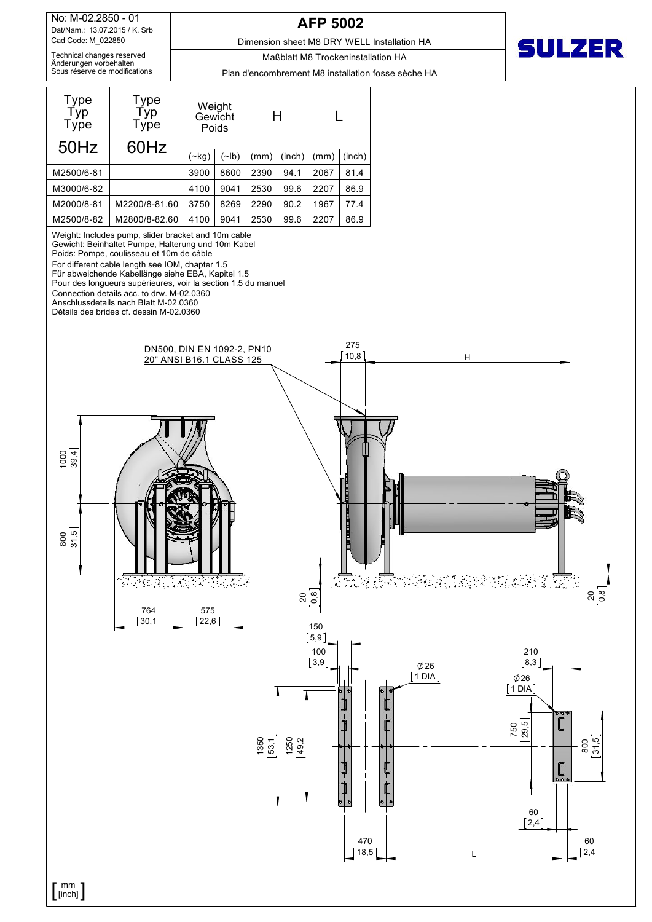| No: M-02.2850 - 01 | **AFP 5002** |
|---|---|
| Dat/Nam.: 13.07.2015 / K. Srb | |
| Cad Code: M_022850 | Dimension sheet M8 DRY WELL Installation HA |
| Technical changes reserved<br>Änderungen vorbehalten<br>Sous réserve de modifications | Maßblatt M8 Trockeninstallation HA<br>Plan d'encombrement M8 installation fosse sèche HA |

**SULZER**

| Type<br>Typ<br>Type<br>50Hz | Type<br>Typ<br>Type<br>60Hz | Weight<br>Gewicht<br>Poids | | H | | L | |
|---|---|---|---|---|---|---|---|
| | | (~kg) | (~lb) | (mm) | (inch) | (mm) | (inch) |
| M2500/6-81 | | 3900 | 8600 | 2390 | 94.1 | 2067 | 81.4 |
| M3000/6-82 | | 4100 | 9041 | 2530 | 99.6 | 2207 | 86.9 |
| M2000/8-81 | M2200/8-81.60 | 3750 | 8269 | 2290 | 90.2 | 1967 | 77.4 |
| M2500/8-82 | M2800/8-82.60 | 4100 | 9041 | 2530 | 99.6 | 2207 | 86.9 |

Weight: Includes pump, slider bracket and 10m cable
Gewicht: Beinhaltet Pumpe, Halterung und 10m Kabel
Poids: Pompe, coulisseau et 10m de câble
For different cable length see IOM, chapter 1.5
Für abweichende Kabellänge siehe EBA, Kapitel 1.5
Pour des longueurs supérieures, voir la section 1.5 du manuel
Connection details acc. to drw. M-02.0360
Anschlussdetails nach Blatt M-02.0360
Détails des brides cf. dessin M-02.0360

DN500, DIN EN 1092-2, PN10
20" ANSI B16.1 CLASS 125

275 [10,8] — H

1000 [39,4] — 800 [31,5] — 764 [30,1] — 575 [22,6] — 20 [0,8] — 20 [0,8]

150 [5,9] — 100 [3,9] — Ø26 [1 DIA] — 210 [8,3] — Ø26 [1 DIA]

1350 [53,1] — 1250 [49,2] — 750 [29,5] — 800 [31,5] — 60 [2,4] — 470 [18,5] — L — 60 [2,4]

[ mm / [inch] ]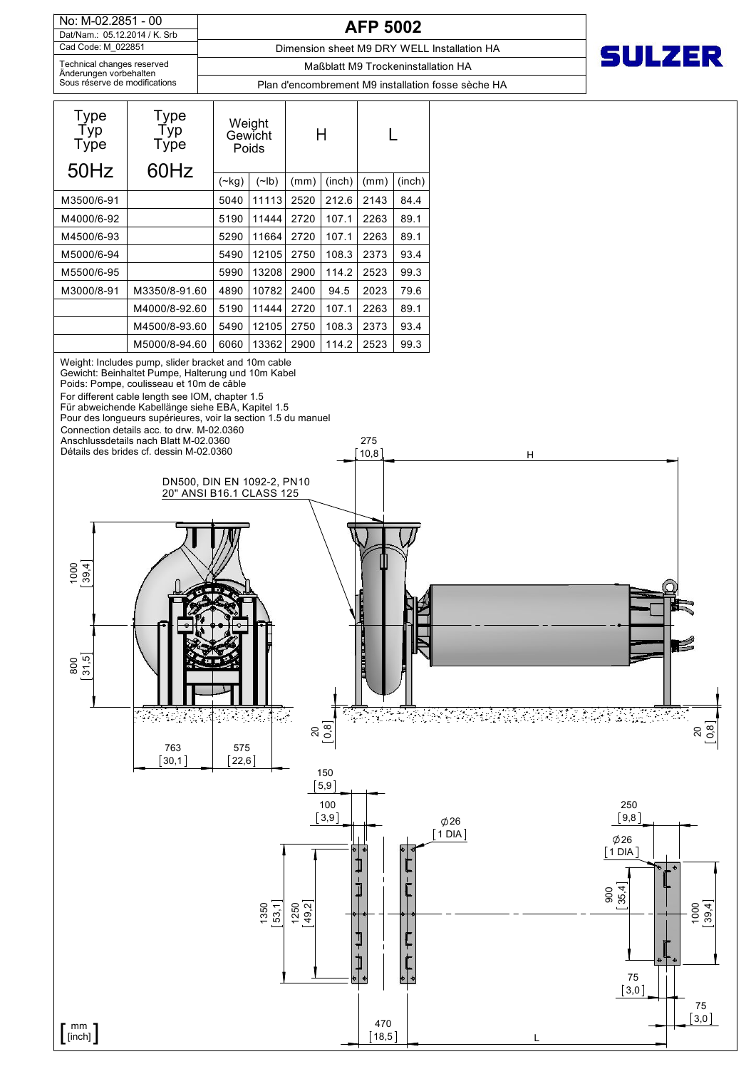No: M-02.2851 - 00
Dat/Nam.: 05.12.2014 / K. Srb
Cad Code: M_022851
Technical changes reserved
Änderungen vorbehalten
Sous réserve de modifications

# AFP 5002

Dimension sheet M9 DRY WELL Installation HA

Maßblatt M9 Trockeninstallation HA

Plan d'encombrement M9 installation fosse sèche HA

SULZER

| Type Typ Type 50Hz | Type Typ Type 60Hz | Weight Gewicht Poids | | H | | L | |
|---|---|---|---|---|---|---|---|
| | | (~kg) | (~lb) | (mm) | (inch) | (mm) | (inch) |
| M3500/6-91 | | 5040 | 11113 | 2520 | 212.6 | 2143 | 84.4 |
| M4000/6-92 | | 5190 | 11444 | 2720 | 107.1 | 2263 | 89.1 |
| M4500/6-93 | | 5290 | 11664 | 2720 | 107.1 | 2263 | 89.1 |
| M5000/6-94 | | 5490 | 12105 | 2750 | 108.3 | 2373 | 93.4 |
| M5500/6-95 | | 5990 | 13208 | 2900 | 114.2 | 2523 | 99.3 |
| M3000/8-91 | M3350/8-91.60 | 4890 | 10782 | 2400 | 94.5 | 2023 | 79.6 |
| | M4000/8-92.60 | 5190 | 11444 | 2720 | 107.1 | 2263 | 89.1 |
| | M4500/8-93.60 | 5490 | 12105 | 2750 | 108.3 | 2373 | 93.4 |
| | M5000/8-94.60 | 6060 | 13362 | 2900 | 114.2 | 2523 | 99.3 |

Weight: Includes pump, slider bracket and 10m cable
Gewicht: Beinhaltet Pumpe, Halterung und 10m Kabel
Poids: Pompe, coulisseau et 10m de câble
For different cable length see IOM, chapter 1.5
Für abweichende Kabellänge siehe EBA, Kapitel 1.5
Pour des longueurs supérieures, voir la section 1.5 du manuel
Connection details acc. to drw. M-02.0360
Anschlussdetails nach Blatt M-02.0360
Détails des brides cf. dessin M-02.0360

DN500, DIN EN 1092-2, PN10
20" ANSI B16.1 CLASS 125

[mm / inch]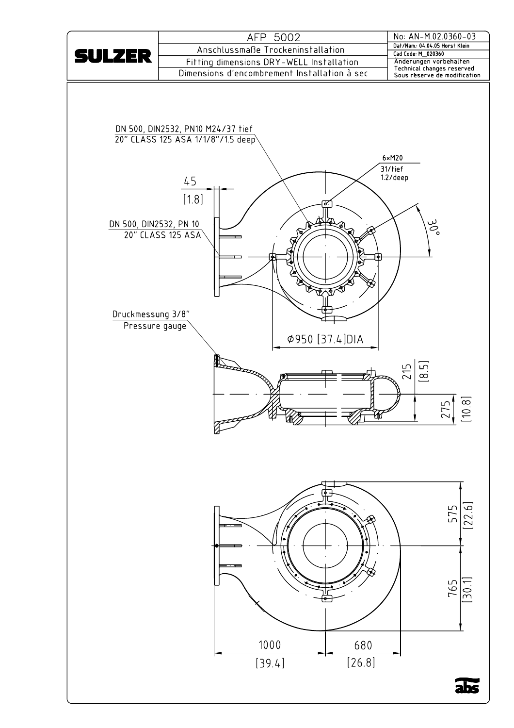**SULZER**

| | | |
|---|---|---|
| | AFP 5002 | No: AN-M.02.0360-03 |
| | Anschlussmaße Trockeninstallation | Dat/Nam.: 04.04.05 Horst Klein |
| | | Cad Code: M_020360 |
| | Fitting dimensions DRY-WELL Installation | Änderungen vorbehalten |
| | Dimensions d'encombrement Installation à sec | Technical changes reserved |
| | | Sous réserve de modification |

DN 500, DIN2532, PN10 M24/37 tief
20" CLASS 125 ASA 1/1/8"/1.5 deep

6×M20
31/tief
1.2/deep

45
[1.8]

DN 500, DIN2532, PN 10
20" CLASS 125 ASA

30°

Druckmessung 3/8"
Pressure gauge

Ø950 [37.4]DIA

215
[8.5]

275
[10.8]

575
[22.6]

765
[30.1]

1000
[39.4]

680
[26.8]

abs